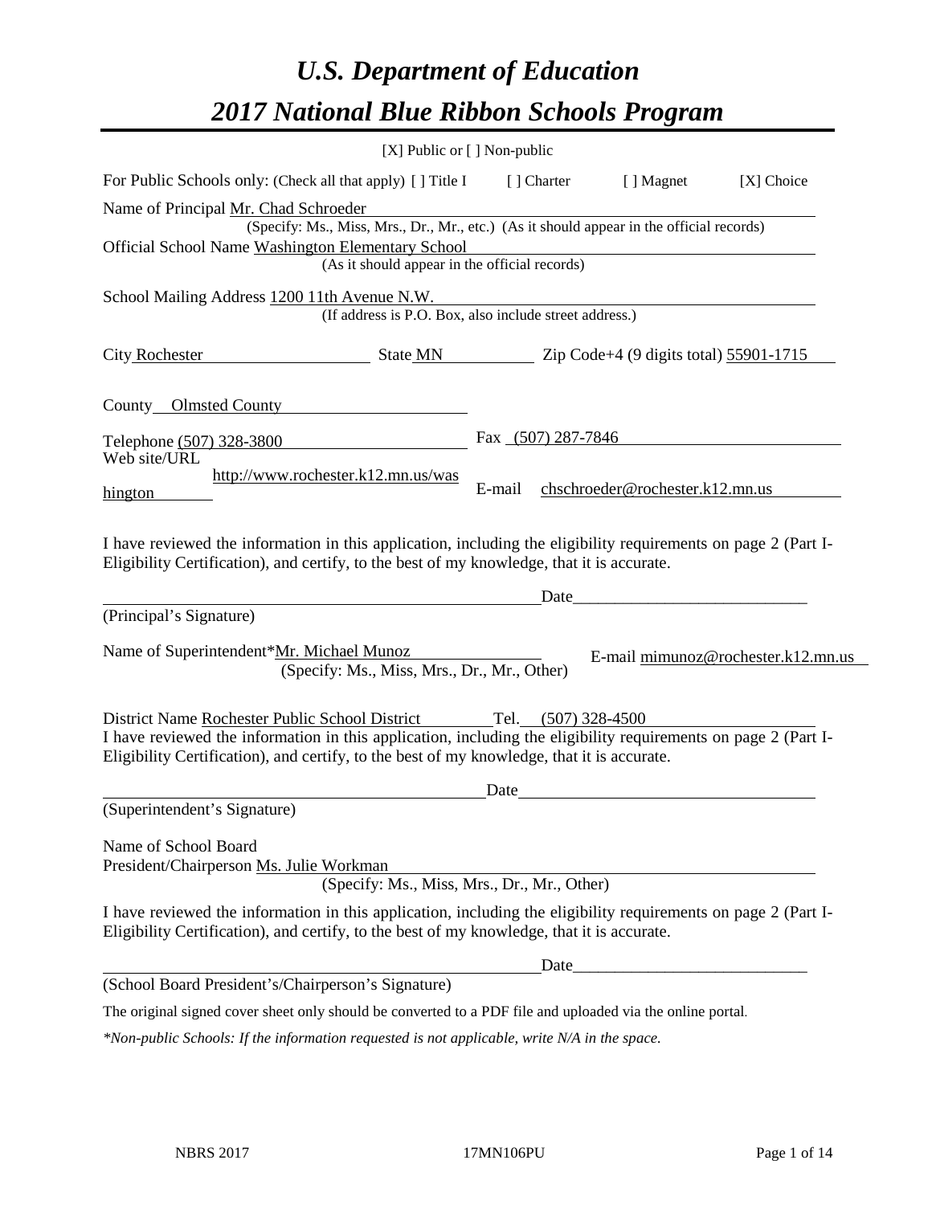# *U.S. Department of Education*

# *2017 National Blue Ribbon Schools Program*

[X] Public or [ ] Non-public

For Public Schools only: (Check all that apply) [ ] Title I [ ] Charter [ ] Magnet [X] Choice

Name of Principal Mr. Chad Schroeder
(Specify: Ms., Miss, Mrs., Dr., Mr., etc.) (As it should appear in the official records)

Official School Name Washington Elementary School
(As it should appear in the official records)

School Mailing Address 1200 11th Avenue N.W.
(If address is P.O. Box, also include street address.)

City Rochester State MN Zip Code+4 (9 digits total) 55901-1715

County Olmsted County

Telephone (507) 328-3800 Fax (507) 287-7846

Web site/URL http://www.rochester.k12.mn.us/washington E-mail chschroeder@rochester.k12.mn.us

I have reviewed the information in this application, including the eligibility requirements on page 2 (Part I-Eligibility Certification), and certify, to the best of my knowledge, that it is accurate.

_______________________________________________ Date_________________________
(Principal's Signature)

Name of Superintendent* Mr. Michael Munoz E-mail mimunoz@rochester.k12.mn.us
(Specify: Ms., Miss, Mrs., Dr., Mr., Other)

District Name Rochester Public School District Tel. (507) 328-4500

I have reviewed the information in this application, including the eligibility requirements on page 2 (Part I-Eligibility Certification), and certify, to the best of my knowledge, that it is accurate.

_______________________________________________ Date_________________________
(Superintendent's Signature)

Name of School Board
President/Chairperson Ms. Julie Workman
(Specify: Ms., Miss, Mrs., Dr., Mr., Other)

I have reviewed the information in this application, including the eligibility requirements on page 2 (Part I-Eligibility Certification), and certify, to the best of my knowledge, that it is accurate.

_______________________________________________ Date_________________________
(School Board President's/Chairperson's Signature)

The original signed cover sheet only should be converted to a PDF file and uploaded via the online portal.

*\*Non-public Schools: If the information requested is not applicable, write N/A in the space.*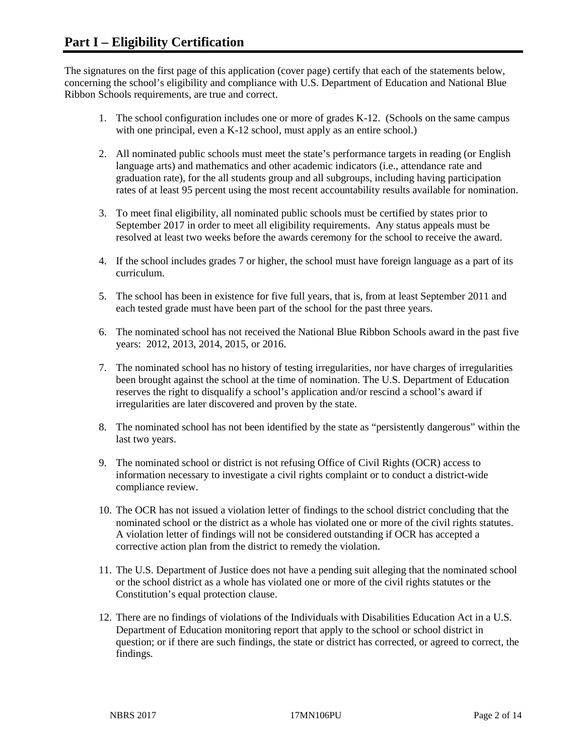## Part I – Eligibility Certification

The signatures on the first page of this application (cover page) certify that each of the statements below, concerning the school's eligibility and compliance with U.S. Department of Education and National Blue Ribbon Schools requirements, are true and correct.

1. The school configuration includes one or more of grades K-12. (Schools on the same campus with one principal, even a K-12 school, must apply as an entire school.)

2. All nominated public schools must meet the state's performance targets in reading (or English language arts) and mathematics and other academic indicators (i.e., attendance rate and graduation rate), for the all students group and all subgroups, including having participation rates of at least 95 percent using the most recent accountability results available for nomination.

3. To meet final eligibility, all nominated public schools must be certified by states prior to September 2017 in order to meet all eligibility requirements. Any status appeals must be resolved at least two weeks before the awards ceremony for the school to receive the award.

4. If the school includes grades 7 or higher, the school must have foreign language as a part of its curriculum.

5. The school has been in existence for five full years, that is, from at least September 2011 and each tested grade must have been part of the school for the past three years.

6. The nominated school has not received the National Blue Ribbon Schools award in the past five years: 2012, 2013, 2014, 2015, or 2016.

7. The nominated school has no history of testing irregularities, nor have charges of irregularities been brought against the school at the time of nomination. The U.S. Department of Education reserves the right to disqualify a school's application and/or rescind a school's award if irregularities are later discovered and proven by the state.

8. The nominated school has not been identified by the state as "persistently dangerous" within the last two years.

9. The nominated school or district is not refusing Office of Civil Rights (OCR) access to information necessary to investigate a civil rights complaint or to conduct a district-wide compliance review.

10. The OCR has not issued a violation letter of findings to the school district concluding that the nominated school or the district as a whole has violated one or more of the civil rights statutes. A violation letter of findings will not be considered outstanding if OCR has accepted a corrective action plan from the district to remedy the violation.

11. The U.S. Department of Justice does not have a pending suit alleging that the nominated school or the school district as a whole has violated one or more of the civil rights statutes or the Constitution's equal protection clause.

12. There are no findings of violations of the Individuals with Disabilities Education Act in a U.S. Department of Education monitoring report that apply to the school or school district in question; or if there are such findings, the state or district has corrected, or agreed to correct, the findings.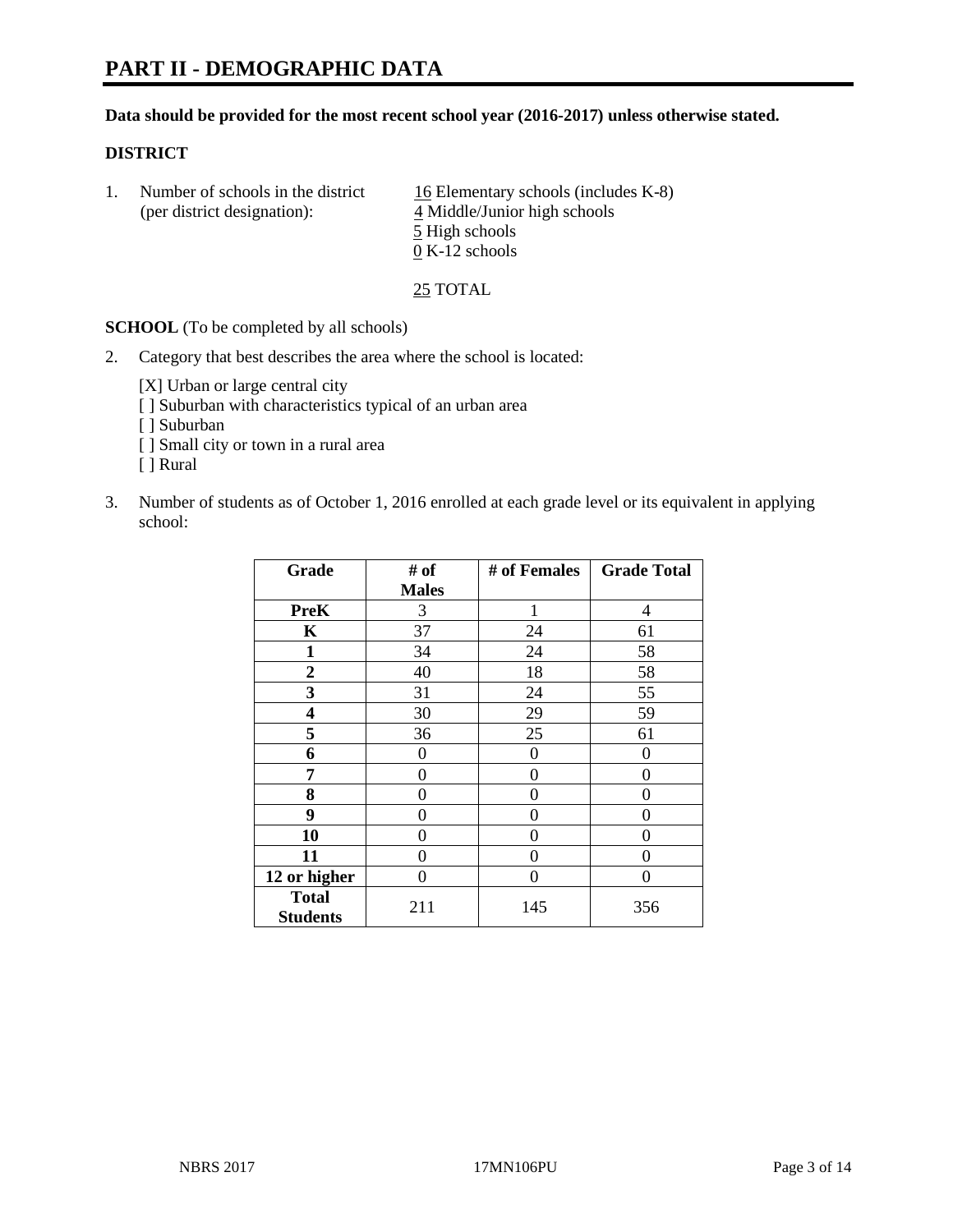# PART II - DEMOGRAPHIC DATA

**Data should be provided for the most recent school year (2016-2017) unless otherwise stated.**

**DISTRICT**

1. Number of schools in the district (per district designation):
   16 Elementary schools (includes K-8)
   4 Middle/Junior high schools
   5 High schools
   0 K-12 schools

   25 TOTAL

**SCHOOL** (To be completed by all schools)

2. Category that best describes the area where the school is located:

   [X] Urban or large central city
   [ ] Suburban with characteristics typical of an urban area
   [ ] Suburban
   [ ] Small city or town in a rural area
   [ ] Rural

3. Number of students as of October 1, 2016 enrolled at each grade level or its equivalent in applying school:

| Grade | # of Males | # of Females | Grade Total |
|---|---|---|---|
| **PreK** | 3 | 1 | 4 |
| **K** | 37 | 24 | 61 |
| **1** | 34 | 24 | 58 |
| **2** | 40 | 18 | 58 |
| **3** | 31 | 24 | 55 |
| **4** | 30 | 29 | 59 |
| **5** | 36 | 25 | 61 |
| **6** | 0 | 0 | 0 |
| **7** | 0 | 0 | 0 |
| **8** | 0 | 0 | 0 |
| **9** | 0 | 0 | 0 |
| **10** | 0 | 0 | 0 |
| **11** | 0 | 0 | 0 |
| **12 or higher** | 0 | 0 | 0 |
| **Total Students** | 211 | 145 | 356 |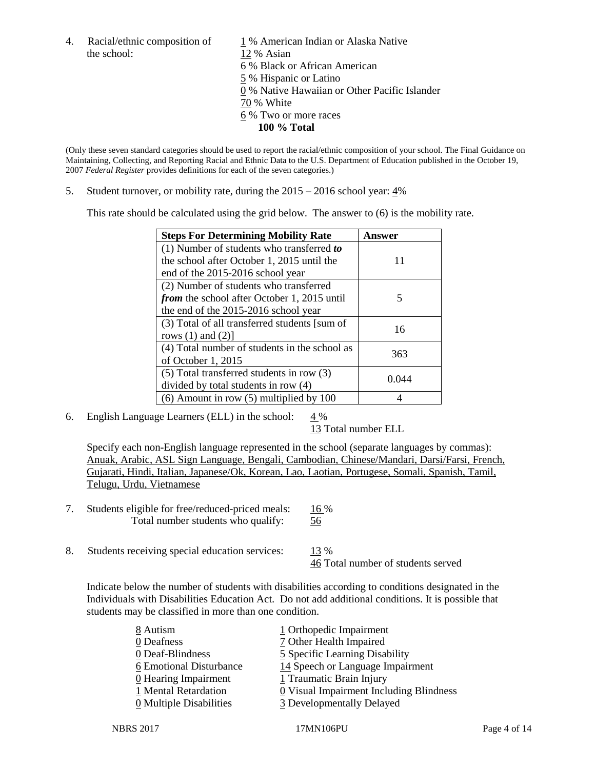4. Racial/ethnic composition of the school:

1 % American Indian or Alaska Native
12 % Asian
6 % Black or African American
5 % Hispanic or Latino
0 % Native Hawaiian or Other Pacific Islander
70 % White
6 % Two or more races
**100 % Total**

(Only these seven standard categories should be used to report the racial/ethnic composition of your school. The Final Guidance on Maintaining, Collecting, and Reporting Racial and Ethnic Data to the U.S. Department of Education published in the October 19, 2007 *Federal Register* provides definitions for each of the seven categories.)

5. Student turnover, or mobility rate, during the 2015 – 2016 school year: 4%

This rate should be calculated using the grid below. The answer to (6) is the mobility rate.

| Steps For Determining Mobility Rate | Answer |
|---|---|
| (1) Number of students who transferred ***to*** the school after October 1, 2015 until the end of the 2015-2016 school year | 11 |
| (2) Number of students who transferred ***from*** the school after October 1, 2015 until the end of the 2015-2016 school year | 5 |
| (3) Total of all transferred students [sum of rows (1) and (2)] | 16 |
| (4) Total number of students in the school as of October 1, 2015 | 363 |
| (5) Total transferred students in row (3) divided by total students in row (4) | 0.044 |
| (6) Amount in row (5) multiplied by 100 | 4 |

6. English Language Learners (ELL) in the school: 4 %
13 Total number ELL

Specify each non-English language represented in the school (separate languages by commas): Anuak, Arabic, ASL Sign Language, Bengali, Cambodian, Chinese/Mandari, Darsi/Farsi, French, Gujarati, Hindi, Italian, Japanese/Ok, Korean, Lao, Laotian, Portugese, Somali, Spanish, Tamil, Telugu, Urdu, Vietnamese

7. Students eligible for free/reduced-priced meals: 16 %
Total number students who qualify: 56

8. Students receiving special education services: 13 %
46 Total number of students served

Indicate below the number of students with disabilities according to conditions designated in the Individuals with Disabilities Education Act. Do not add additional conditions. It is possible that students may be classified in more than one condition.

8 Autism
0 Deafness
0 Deaf-Blindness
6 Emotional Disturbance
0 Hearing Impairment
1 Mental Retardation
0 Multiple Disabilities
1 Orthopedic Impairment
7 Other Health Impaired
5 Specific Learning Disability
14 Speech or Language Impairment
1 Traumatic Brain Injury
0 Visual Impairment Including Blindness
3 Developmentally Delayed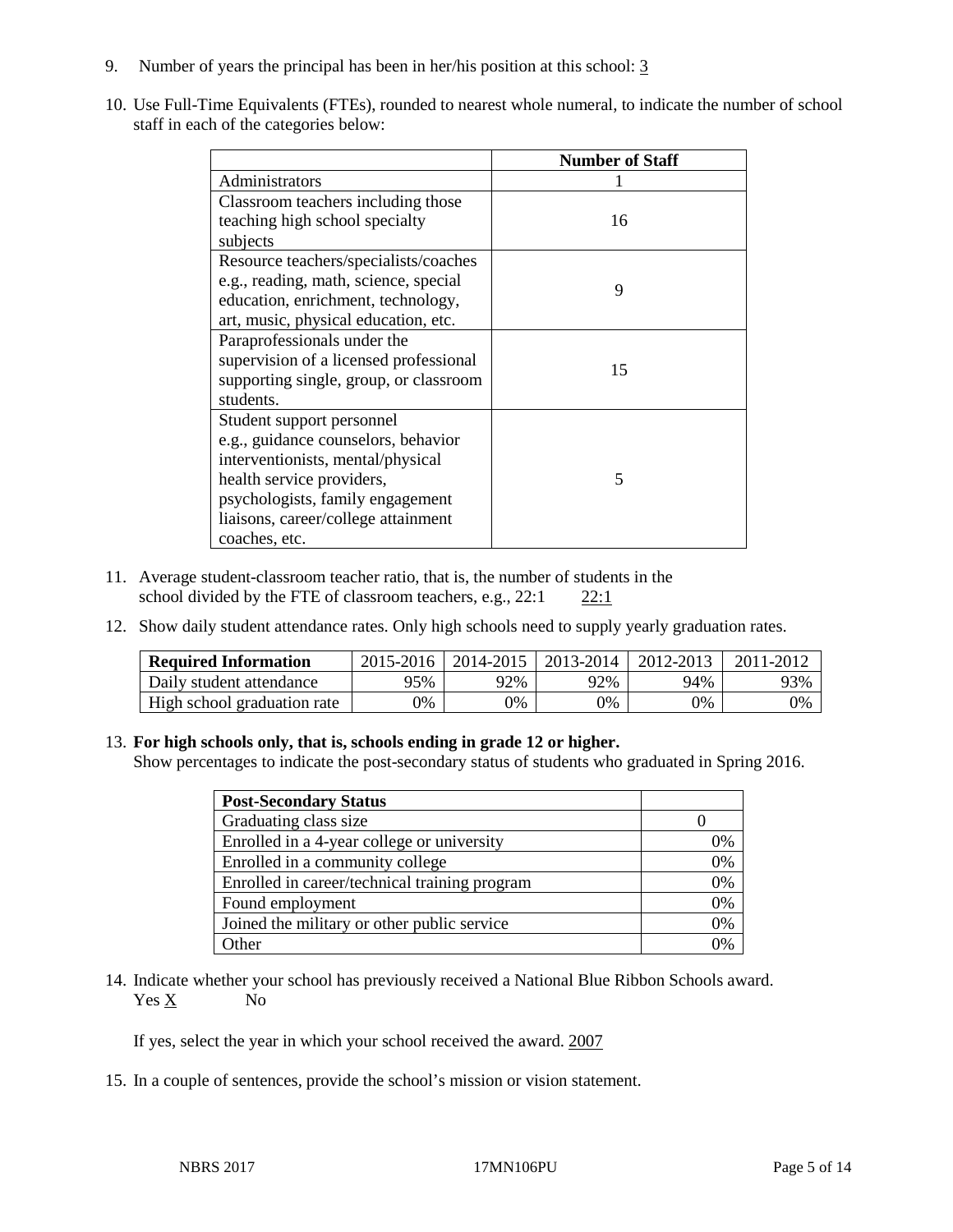9. Number of years the principal has been in her/his position at this school: 3

10. Use Full-Time Equivalents (FTEs), rounded to nearest whole numeral, to indicate the number of school staff in each of the categories below:

| | Number of Staff |
|---|---|
| Administrators | 1 |
| Classroom teachers including those teaching high school specialty subjects | 16 |
| Resource teachers/specialists/coaches e.g., reading, math, science, special education, enrichment, technology, art, music, physical education, etc. | 9 |
| Paraprofessionals under the supervision of a licensed professional supporting single, group, or classroom students. | 15 |
| Student support personnel e.g., guidance counselors, behavior interventionists, mental/physical health service providers, psychologists, family engagement liaisons, career/college attainment coaches, etc. | 5 |

11. Average student-classroom teacher ratio, that is, the number of students in the school divided by the FTE of classroom teachers, e.g., 22:1 22:1

12. Show daily student attendance rates. Only high schools need to supply yearly graduation rates.

| Required Information | 2015-2016 | 2014-2015 | 2013-2014 | 2012-2013 | 2011-2012 |
|---|---|---|---|---|---|
| Daily student attendance | 95% | 92% | 92% | 94% | 93% |
| High school graduation rate | 0% | 0% | 0% | 0% | 0% |

13. **For high schools only, that is, schools ending in grade 12 or higher.**
Show percentages to indicate the post-secondary status of students who graduated in Spring 2016.

| Post-Secondary Status | |
|---|---|
| Graduating class size | 0 |
| Enrolled in a 4-year college or university | 0% |
| Enrolled in a community college | 0% |
| Enrolled in career/technical training program | 0% |
| Found employment | 0% |
| Joined the military or other public service | 0% |
| Other | 0% |

14. Indicate whether your school has previously received a National Blue Ribbon Schools award.
Yes X No

If yes, select the year in which your school received the award. 2007

15. In a couple of sentences, provide the school's mission or vision statement.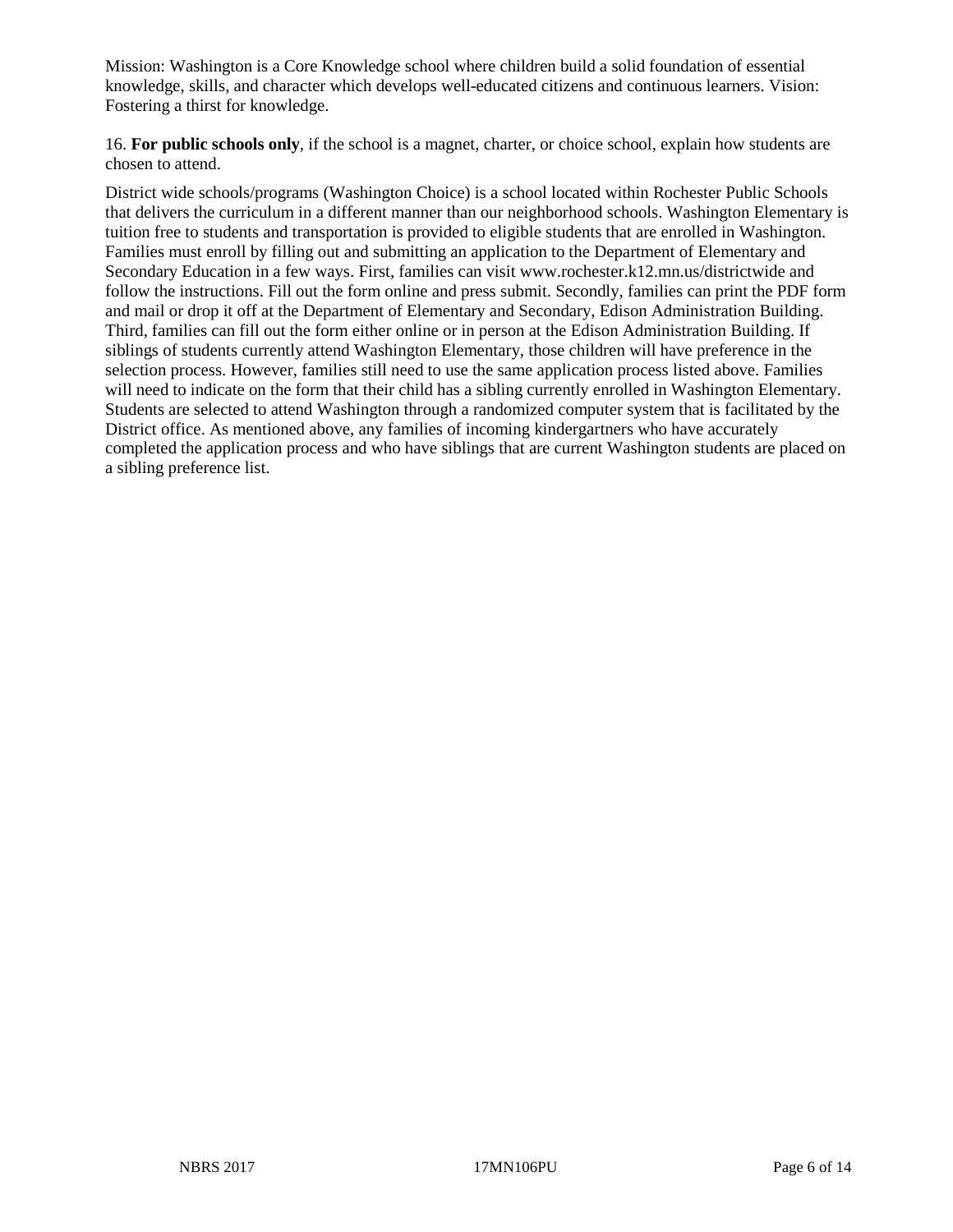Mission: Washington is a Core Knowledge school where children build a solid foundation of essential knowledge, skills, and character which develops well-educated citizens and continuous learners. Vision: Fostering a thirst for knowledge.

16. **For public schools only**, if the school is a magnet, charter, or choice school, explain how students are chosen to attend.

District wide schools/programs (Washington Choice) is a school located within Rochester Public Schools that delivers the curriculum in a different manner than our neighborhood schools. Washington Elementary is tuition free to students and transportation is provided to eligible students that are enrolled in Washington. Families must enroll by filling out and submitting an application to the Department of Elementary and Secondary Education in a few ways. First, families can visit www.rochester.k12.mn.us/districtwide and follow the instructions. Fill out the form online and press submit. Secondly, families can print the PDF form and mail or drop it off at the Department of Elementary and Secondary, Edison Administration Building. Third, families can fill out the form either online or in person at the Edison Administration Building. If siblings of students currently attend Washington Elementary, those children will have preference in the selection process. However, families still need to use the same application process listed above. Families will need to indicate on the form that their child has a sibling currently enrolled in Washington Elementary. Students are selected to attend Washington through a randomized computer system that is facilitated by the District office. As mentioned above, any families of incoming kindergartners who have accurately completed the application process and who have siblings that are current Washington students are placed on a sibling preference list.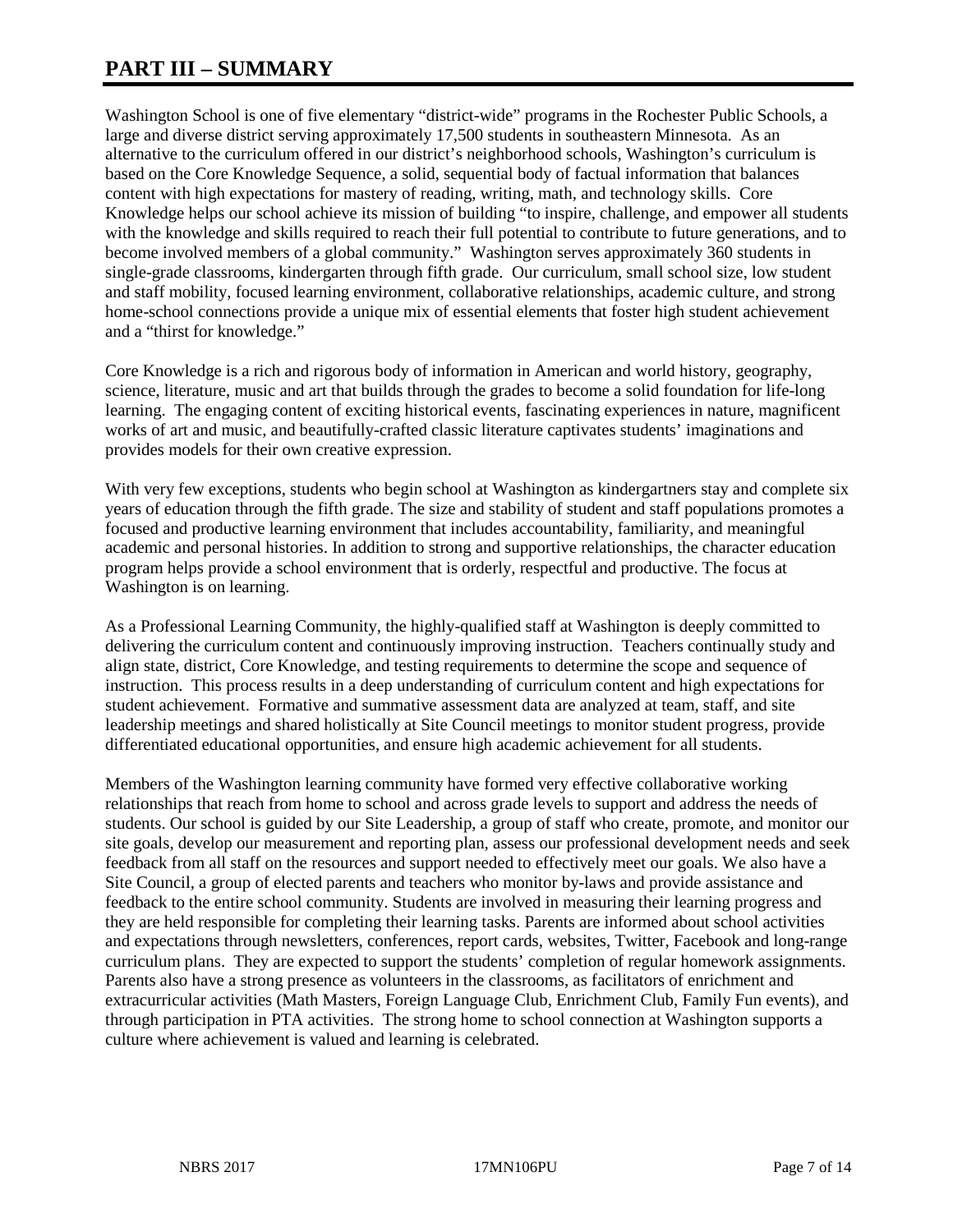# PART III – SUMMARY

Washington School is one of five elementary "district-wide" programs in the Rochester Public Schools, a large and diverse district serving approximately 17,500 students in southeastern Minnesota. As an alternative to the curriculum offered in our district's neighborhood schools, Washington's curriculum is based on the Core Knowledge Sequence, a solid, sequential body of factual information that balances content with high expectations for mastery of reading, writing, math, and technology skills. Core Knowledge helps our school achieve its mission of building "to inspire, challenge, and empower all students with the knowledge and skills required to reach their full potential to contribute to future generations, and to become involved members of a global community." Washington serves approximately 360 students in single-grade classrooms, kindergarten through fifth grade. Our curriculum, small school size, low student and staff mobility, focused learning environment, collaborative relationships, academic culture, and strong home-school connections provide a unique mix of essential elements that foster high student achievement and a "thirst for knowledge."

Core Knowledge is a rich and rigorous body of information in American and world history, geography, science, literature, music and art that builds through the grades to become a solid foundation for life-long learning. The engaging content of exciting historical events, fascinating experiences in nature, magnificent works of art and music, and beautifully-crafted classic literature captivates students' imaginations and provides models for their own creative expression.

With very few exceptions, students who begin school at Washington as kindergartners stay and complete six years of education through the fifth grade. The size and stability of student and staff populations promotes a focused and productive learning environment that includes accountability, familiarity, and meaningful academic and personal histories. In addition to strong and supportive relationships, the character education program helps provide a school environment that is orderly, respectful and productive. The focus at Washington is on learning.

As a Professional Learning Community, the highly-qualified staff at Washington is deeply committed to delivering the curriculum content and continuously improving instruction. Teachers continually study and align state, district, Core Knowledge, and testing requirements to determine the scope and sequence of instruction. This process results in a deep understanding of curriculum content and high expectations for student achievement. Formative and summative assessment data are analyzed at team, staff, and site leadership meetings and shared holistically at Site Council meetings to monitor student progress, provide differentiated educational opportunities, and ensure high academic achievement for all students.

Members of the Washington learning community have formed very effective collaborative working relationships that reach from home to school and across grade levels to support and address the needs of students. Our school is guided by our Site Leadership, a group of staff who create, promote, and monitor our site goals, develop our measurement and reporting plan, assess our professional development needs and seek feedback from all staff on the resources and support needed to effectively meet our goals. We also have a Site Council, a group of elected parents and teachers who monitor by-laws and provide assistance and feedback to the entire school community. Students are involved in measuring their learning progress and they are held responsible for completing their learning tasks. Parents are informed about school activities and expectations through newsletters, conferences, report cards, websites, Twitter, Facebook and long-range curriculum plans. They are expected to support the students' completion of regular homework assignments. Parents also have a strong presence as volunteers in the classrooms, as facilitators of enrichment and extracurricular activities (Math Masters, Foreign Language Club, Enrichment Club, Family Fun events), and through participation in PTA activities. The strong home to school connection at Washington supports a culture where achievement is valued and learning is celebrated.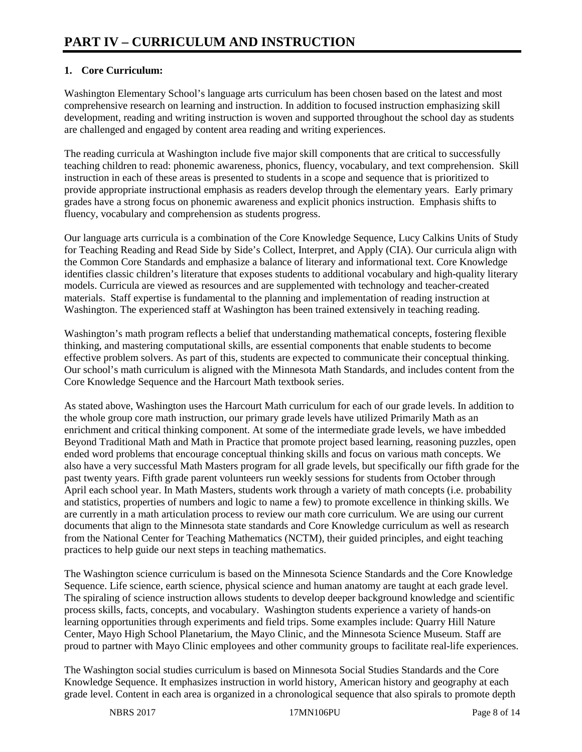# PART IV – CURRICULUM AND INSTRUCTION

## 1. Core Curriculum:

Washington Elementary School's language arts curriculum has been chosen based on the latest and most comprehensive research on learning and instruction. In addition to focused instruction emphasizing skill development, reading and writing instruction is woven and supported throughout the school day as students are challenged and engaged by content area reading and writing experiences.

The reading curricula at Washington include five major skill components that are critical to successfully teaching children to read: phonemic awareness, phonics, fluency, vocabulary, and text comprehension. Skill instruction in each of these areas is presented to students in a scope and sequence that is prioritized to provide appropriate instructional emphasis as readers develop through the elementary years. Early primary grades have a strong focus on phonemic awareness and explicit phonics instruction. Emphasis shifts to fluency, vocabulary and comprehension as students progress.

Our language arts curricula is a combination of the Core Knowledge Sequence, Lucy Calkins Units of Study for Teaching Reading and Read Side by Side's Collect, Interpret, and Apply (CIA). Our curricula align with the Common Core Standards and emphasize a balance of literary and informational text. Core Knowledge identifies classic children's literature that exposes students to additional vocabulary and high-quality literary models. Curricula are viewed as resources and are supplemented with technology and teacher-created materials. Staff expertise is fundamental to the planning and implementation of reading instruction at Washington. The experienced staff at Washington has been trained extensively in teaching reading.

Washington's math program reflects a belief that understanding mathematical concepts, fostering flexible thinking, and mastering computational skills, are essential components that enable students to become effective problem solvers. As part of this, students are expected to communicate their conceptual thinking. Our school's math curriculum is aligned with the Minnesota Math Standards, and includes content from the Core Knowledge Sequence and the Harcourt Math textbook series.

As stated above, Washington uses the Harcourt Math curriculum for each of our grade levels. In addition to the whole group core math instruction, our primary grade levels have utilized Primarily Math as an enrichment and critical thinking component. At some of the intermediate grade levels, we have imbedded Beyond Traditional Math and Math in Practice that promote project based learning, reasoning puzzles, open ended word problems that encourage conceptual thinking skills and focus on various math concepts. We also have a very successful Math Masters program for all grade levels, but specifically our fifth grade for the past twenty years. Fifth grade parent volunteers run weekly sessions for students from October through April each school year. In Math Masters, students work through a variety of math concepts (i.e. probability and statistics, properties of numbers and logic to name a few) to promote excellence in thinking skills. We are currently in a math articulation process to review our math core curriculum. We are using our current documents that align to the Minnesota state standards and Core Knowledge curriculum as well as research from the National Center for Teaching Mathematics (NCTM), their guided principles, and eight teaching practices to help guide our next steps in teaching mathematics.

The Washington science curriculum is based on the Minnesota Science Standards and the Core Knowledge Sequence. Life science, earth science, physical science and human anatomy are taught at each grade level. The spiraling of science instruction allows students to develop deeper background knowledge and scientific process skills, facts, concepts, and vocabulary. Washington students experience a variety of hands-on learning opportunities through experiments and field trips. Some examples include: Quarry Hill Nature Center, Mayo High School Planetarium, the Mayo Clinic, and the Minnesota Science Museum. Staff are proud to partner with Mayo Clinic employees and other community groups to facilitate real-life experiences.

The Washington social studies curriculum is based on Minnesota Social Studies Standards and the Core Knowledge Sequence. It emphasizes instruction in world history, American history and geography at each grade level. Content in each area is organized in a chronological sequence that also spirals to promote depth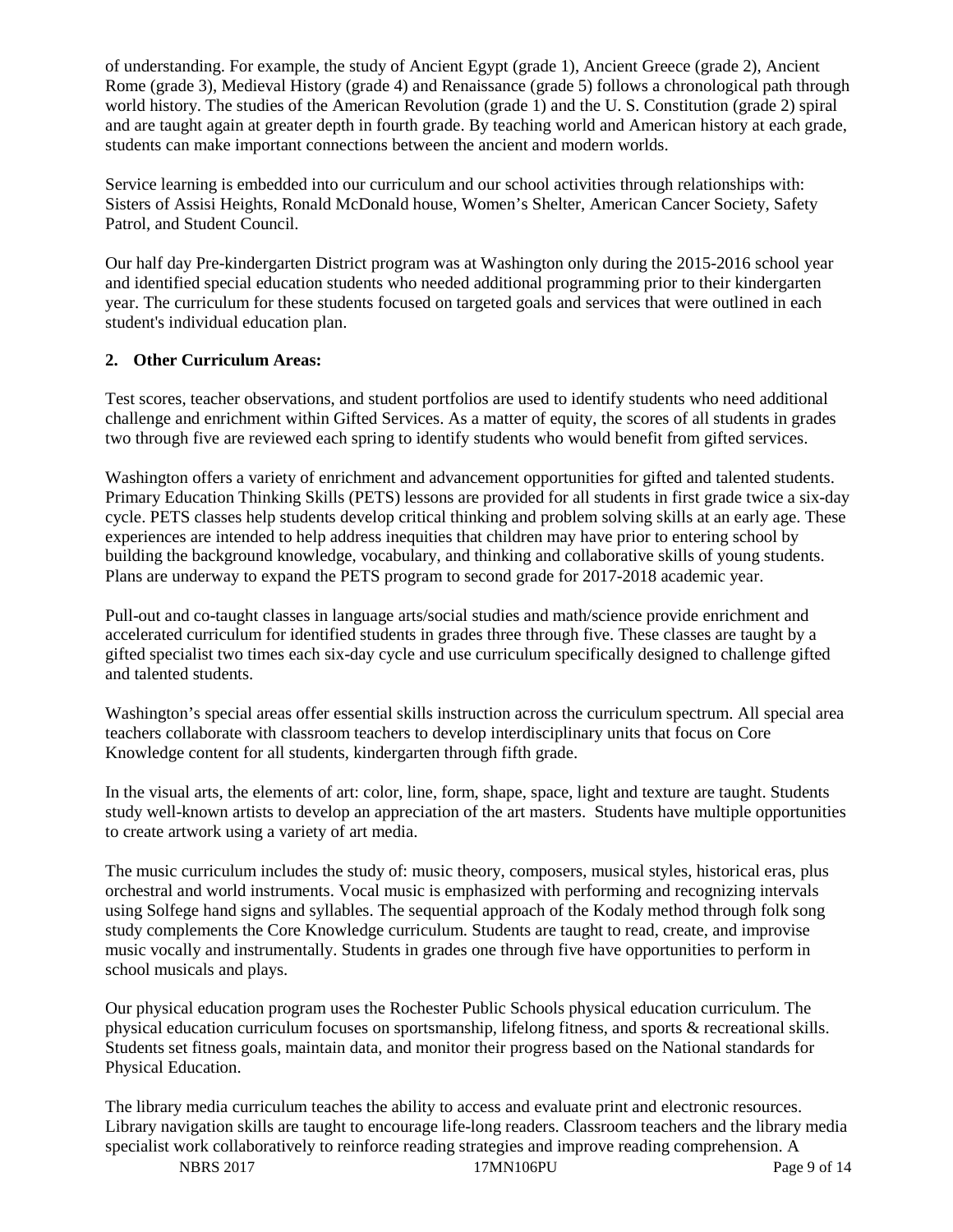of understanding. For example, the study of Ancient Egypt (grade 1), Ancient Greece (grade 2), Ancient Rome (grade 3), Medieval History (grade 4) and Renaissance (grade 5) follows a chronological path through world history. The studies of the American Revolution (grade 1) and the U. S. Constitution (grade 2) spiral and are taught again at greater depth in fourth grade. By teaching world and American history at each grade, students can make important connections between the ancient and modern worlds.

Service learning is embedded into our curriculum and our school activities through relationships with: Sisters of Assisi Heights, Ronald McDonald house, Women's Shelter, American Cancer Society, Safety Patrol, and Student Council.

Our half day Pre-kindergarten District program was at Washington only during the 2015-2016 school year and identified special education students who needed additional programming prior to their kindergarten year. The curriculum for these students focused on targeted goals and services that were outlined in each student's individual education plan.

**2. Other Curriculum Areas:**

Test scores, teacher observations, and student portfolios are used to identify students who need additional challenge and enrichment within Gifted Services. As a matter of equity, the scores of all students in grades two through five are reviewed each spring to identify students who would benefit from gifted services.

Washington offers a variety of enrichment and advancement opportunities for gifted and talented students. Primary Education Thinking Skills (PETS) lessons are provided for all students in first grade twice a six-day cycle. PETS classes help students develop critical thinking and problem solving skills at an early age. These experiences are intended to help address inequities that children may have prior to entering school by building the background knowledge, vocabulary, and thinking and collaborative skills of young students. Plans are underway to expand the PETS program to second grade for 2017-2018 academic year.

Pull-out and co-taught classes in language arts/social studies and math/science provide enrichment and accelerated curriculum for identified students in grades three through five. These classes are taught by a gifted specialist two times each six-day cycle and use curriculum specifically designed to challenge gifted and talented students.

Washington's special areas offer essential skills instruction across the curriculum spectrum. All special area teachers collaborate with classroom teachers to develop interdisciplinary units that focus on Core Knowledge content for all students, kindergarten through fifth grade.

In the visual arts, the elements of art: color, line, form, shape, space, light and texture are taught. Students study well-known artists to develop an appreciation of the art masters. Students have multiple opportunities to create artwork using a variety of art media.

The music curriculum includes the study of: music theory, composers, musical styles, historical eras, plus orchestral and world instruments. Vocal music is emphasized with performing and recognizing intervals using Solfege hand signs and syllables. The sequential approach of the Kodaly method through folk song study complements the Core Knowledge curriculum. Students are taught to read, create, and improvise music vocally and instrumentally. Students in grades one through five have opportunities to perform in school musicals and plays.

Our physical education program uses the Rochester Public Schools physical education curriculum. The physical education curriculum focuses on sportsmanship, lifelong fitness, and sports & recreational skills. Students set fitness goals, maintain data, and monitor their progress based on the National standards for Physical Education.

The library media curriculum teaches the ability to access and evaluate print and electronic resources. Library navigation skills are taught to encourage life-long readers. Classroom teachers and the library media specialist work collaboratively to reinforce reading strategies and improve reading comprehension. A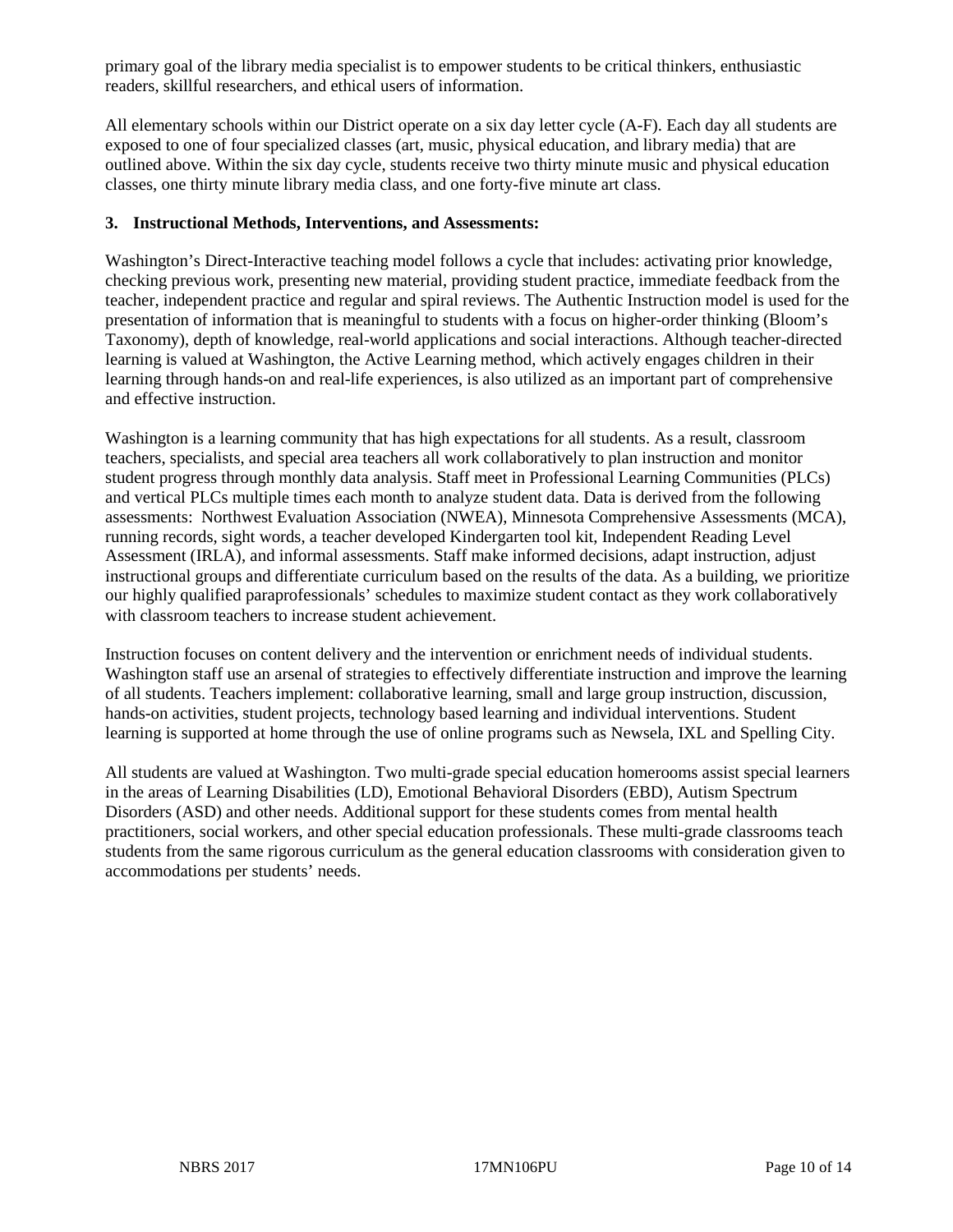primary goal of the library media specialist is to empower students to be critical thinkers, enthusiastic readers, skillful researchers, and ethical users of information.

All elementary schools within our District operate on a six day letter cycle (A-F). Each day all students are exposed to one of four specialized classes (art, music, physical education, and library media) that are outlined above. Within the six day cycle, students receive two thirty minute music and physical education classes, one thirty minute library media class, and one forty-five minute art class.

### 3. Instructional Methods, Interventions, and Assessments:

Washington's Direct-Interactive teaching model follows a cycle that includes: activating prior knowledge, checking previous work, presenting new material, providing student practice, immediate feedback from the teacher, independent practice and regular and spiral reviews. The Authentic Instruction model is used for the presentation of information that is meaningful to students with a focus on higher-order thinking (Bloom's Taxonomy), depth of knowledge, real-world applications and social interactions. Although teacher-directed learning is valued at Washington, the Active Learning method, which actively engages children in their learning through hands-on and real-life experiences, is also utilized as an important part of comprehensive and effective instruction.

Washington is a learning community that has high expectations for all students. As a result, classroom teachers, specialists, and special area teachers all work collaboratively to plan instruction and monitor student progress through monthly data analysis. Staff meet in Professional Learning Communities (PLCs) and vertical PLCs multiple times each month to analyze student data. Data is derived from the following assessments: Northwest Evaluation Association (NWEA), Minnesota Comprehensive Assessments (MCA), running records, sight words, a teacher developed Kindergarten tool kit, Independent Reading Level Assessment (IRLA), and informal assessments. Staff make informed decisions, adapt instruction, adjust instructional groups and differentiate curriculum based on the results of the data. As a building, we prioritize our highly qualified paraprofessionals' schedules to maximize student contact as they work collaboratively with classroom teachers to increase student achievement.

Instruction focuses on content delivery and the intervention or enrichment needs of individual students. Washington staff use an arsenal of strategies to effectively differentiate instruction and improve the learning of all students. Teachers implement: collaborative learning, small and large group instruction, discussion, hands-on activities, student projects, technology based learning and individual interventions. Student learning is supported at home through the use of online programs such as Newsela, IXL and Spelling City.

All students are valued at Washington. Two multi-grade special education homerooms assist special learners in the areas of Learning Disabilities (LD), Emotional Behavioral Disorders (EBD), Autism Spectrum Disorders (ASD) and other needs. Additional support for these students comes from mental health practitioners, social workers, and other special education professionals. These multi-grade classrooms teach students from the same rigorous curriculum as the general education classrooms with consideration given to accommodations per students' needs.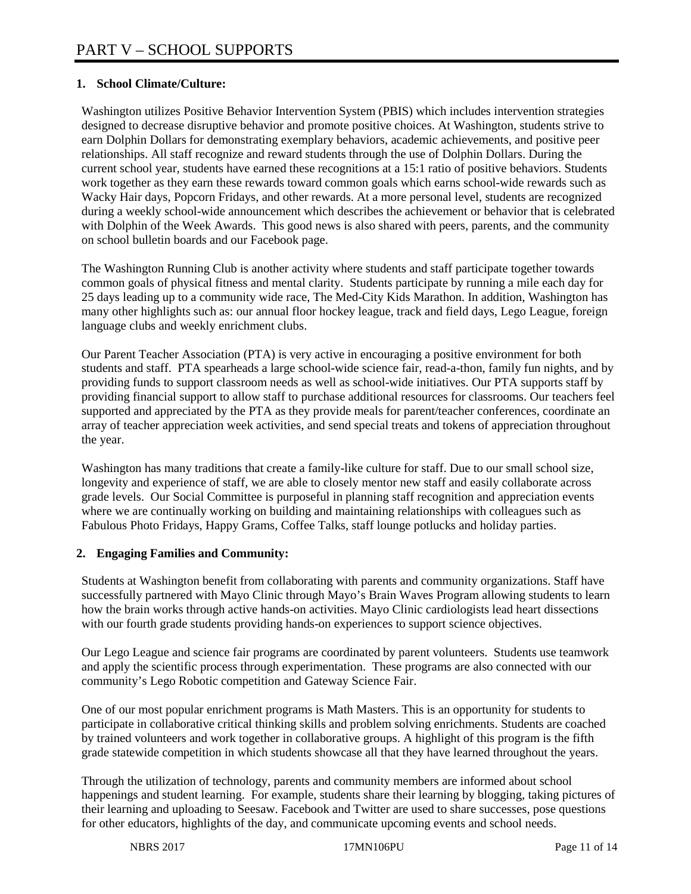# PART V – SCHOOL SUPPORTS

**1. School Climate/Culture:**

Washington utilizes Positive Behavior Intervention System (PBIS) which includes intervention strategies designed to decrease disruptive behavior and promote positive choices. At Washington, students strive to earn Dolphin Dollars for demonstrating exemplary behaviors, academic achievements, and positive peer relationships. All staff recognize and reward students through the use of Dolphin Dollars. During the current school year, students have earned these recognitions at a 15:1 ratio of positive behaviors. Students work together as they earn these rewards toward common goals which earns school-wide rewards such as Wacky Hair days, Popcorn Fridays, and other rewards. At a more personal level, students are recognized during a weekly school-wide announcement which describes the achievement or behavior that is celebrated with Dolphin of the Week Awards. This good news is also shared with peers, parents, and the community on school bulletin boards and our Facebook page.

The Washington Running Club is another activity where students and staff participate together towards common goals of physical fitness and mental clarity. Students participate by running a mile each day for 25 days leading up to a community wide race, The Med-City Kids Marathon. In addition, Washington has many other highlights such as: our annual floor hockey league, track and field days, Lego League, foreign language clubs and weekly enrichment clubs.

Our Parent Teacher Association (PTA) is very active in encouraging a positive environment for both students and staff. PTA spearheads a large school-wide science fair, read-a-thon, family fun nights, and by providing funds to support classroom needs as well as school-wide initiatives. Our PTA supports staff by providing financial support to allow staff to purchase additional resources for classrooms. Our teachers feel supported and appreciated by the PTA as they provide meals for parent/teacher conferences, coordinate an array of teacher appreciation week activities, and send special treats and tokens of appreciation throughout the year.

Washington has many traditions that create a family-like culture for staff. Due to our small school size, longevity and experience of staff, we are able to closely mentor new staff and easily collaborate across grade levels. Our Social Committee is purposeful in planning staff recognition and appreciation events where we are continually working on building and maintaining relationships with colleagues such as Fabulous Photo Fridays, Happy Grams, Coffee Talks, staff lounge potlucks and holiday parties.

**2. Engaging Families and Community:**

Students at Washington benefit from collaborating with parents and community organizations. Staff have successfully partnered with Mayo Clinic through Mayo's Brain Waves Program allowing students to learn how the brain works through active hands-on activities. Mayo Clinic cardiologists lead heart dissections with our fourth grade students providing hands-on experiences to support science objectives.

Our Lego League and science fair programs are coordinated by parent volunteers. Students use teamwork and apply the scientific process through experimentation. These programs are also connected with our community's Lego Robotic competition and Gateway Science Fair.

One of our most popular enrichment programs is Math Masters. This is an opportunity for students to participate in collaborative critical thinking skills and problem solving enrichments. Students are coached by trained volunteers and work together in collaborative groups. A highlight of this program is the fifth grade statewide competition in which students showcase all that they have learned throughout the years.

Through the utilization of technology, parents and community members are informed about school happenings and student learning. For example, students share their learning by blogging, taking pictures of their learning and uploading to Seesaw. Facebook and Twitter are used to share successes, pose questions for other educators, highlights of the day, and communicate upcoming events and school needs.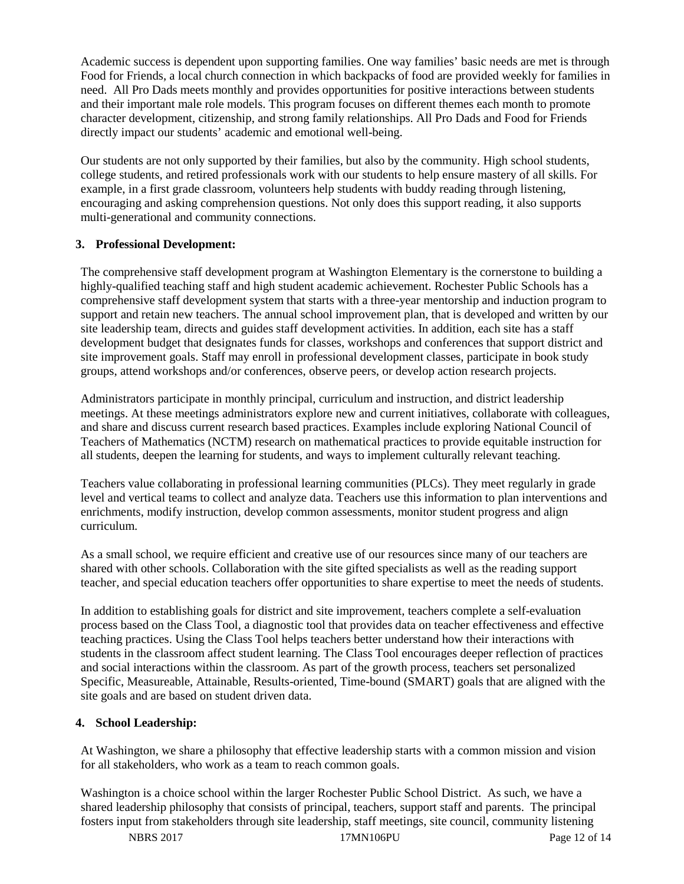Academic success is dependent upon supporting families. One way families' basic needs are met is through Food for Friends, a local church connection in which backpacks of food are provided weekly for families in need. All Pro Dads meets monthly and provides opportunities for positive interactions between students and their important male role models. This program focuses on different themes each month to promote character development, citizenship, and strong family relationships. All Pro Dads and Food for Friends directly impact our students' academic and emotional well-being.

Our students are not only supported by their families, but also by the community. High school students, college students, and retired professionals work with our students to help ensure mastery of all skills. For example, in a first grade classroom, volunteers help students with buddy reading through listening, encouraging and asking comprehension questions. Not only does this support reading, it also supports multi-generational and community connections.

**3. Professional Development:**

The comprehensive staff development program at Washington Elementary is the cornerstone to building a highly-qualified teaching staff and high student academic achievement. Rochester Public Schools has a comprehensive staff development system that starts with a three-year mentorship and induction program to support and retain new teachers. The annual school improvement plan, that is developed and written by our site leadership team, directs and guides staff development activities. In addition, each site has a staff development budget that designates funds for classes, workshops and conferences that support district and site improvement goals. Staff may enroll in professional development classes, participate in book study groups, attend workshops and/or conferences, observe peers, or develop action research projects.

Administrators participate in monthly principal, curriculum and instruction, and district leadership meetings. At these meetings administrators explore new and current initiatives, collaborate with colleagues, and share and discuss current research based practices. Examples include exploring National Council of Teachers of Mathematics (NCTM) research on mathematical practices to provide equitable instruction for all students, deepen the learning for students, and ways to implement culturally relevant teaching.

Teachers value collaborating in professional learning communities (PLCs). They meet regularly in grade level and vertical teams to collect and analyze data. Teachers use this information to plan interventions and enrichments, modify instruction, develop common assessments, monitor student progress and align curriculum.

As a small school, we require efficient and creative use of our resources since many of our teachers are shared with other schools. Collaboration with the site gifted specialists as well as the reading support teacher, and special education teachers offer opportunities to share expertise to meet the needs of students.

In addition to establishing goals for district and site improvement, teachers complete a self-evaluation process based on the Class Tool, a diagnostic tool that provides data on teacher effectiveness and effective teaching practices. Using the Class Tool helps teachers better understand how their interactions with students in the classroom affect student learning. The Class Tool encourages deeper reflection of practices and social interactions within the classroom. As part of the growth process, teachers set personalized Specific, Measureable, Attainable, Results-oriented, Time-bound (SMART) goals that are aligned with the site goals and are based on student driven data.

**4. School Leadership:**

At Washington, we share a philosophy that effective leadership starts with a common mission and vision for all stakeholders, who work as a team to reach common goals.

Washington is a choice school within the larger Rochester Public School District. As such, we have a shared leadership philosophy that consists of principal, teachers, support staff and parents. The principal fosters input from stakeholders through site leadership, staff meetings, site council, community listening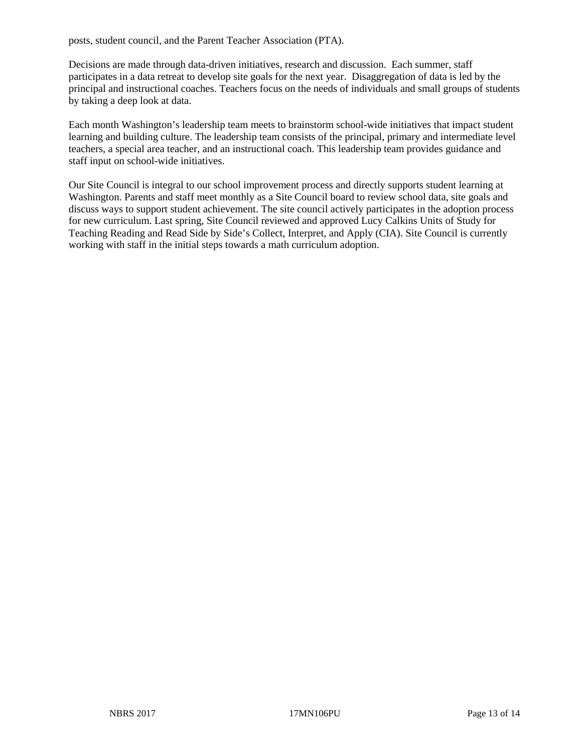posts, student council, and the Parent Teacher Association (PTA).

Decisions are made through data-driven initiatives, research and discussion. Each summer, staff participates in a data retreat to develop site goals for the next year. Disaggregation of data is led by the principal and instructional coaches. Teachers focus on the needs of individuals and small groups of students by taking a deep look at data.

Each month Washington's leadership team meets to brainstorm school-wide initiatives that impact student learning and building culture. The leadership team consists of the principal, primary and intermediate level teachers, a special area teacher, and an instructional coach. This leadership team provides guidance and staff input on school-wide initiatives.

Our Site Council is integral to our school improvement process and directly supports student learning at Washington. Parents and staff meet monthly as a Site Council board to review school data, site goals and discuss ways to support student achievement. The site council actively participates in the adoption process for new curriculum. Last spring, Site Council reviewed and approved Lucy Calkins Units of Study for Teaching Reading and Read Side by Side's Collect, Interpret, and Apply (CIA). Site Council is currently working with staff in the initial steps towards a math curriculum adoption.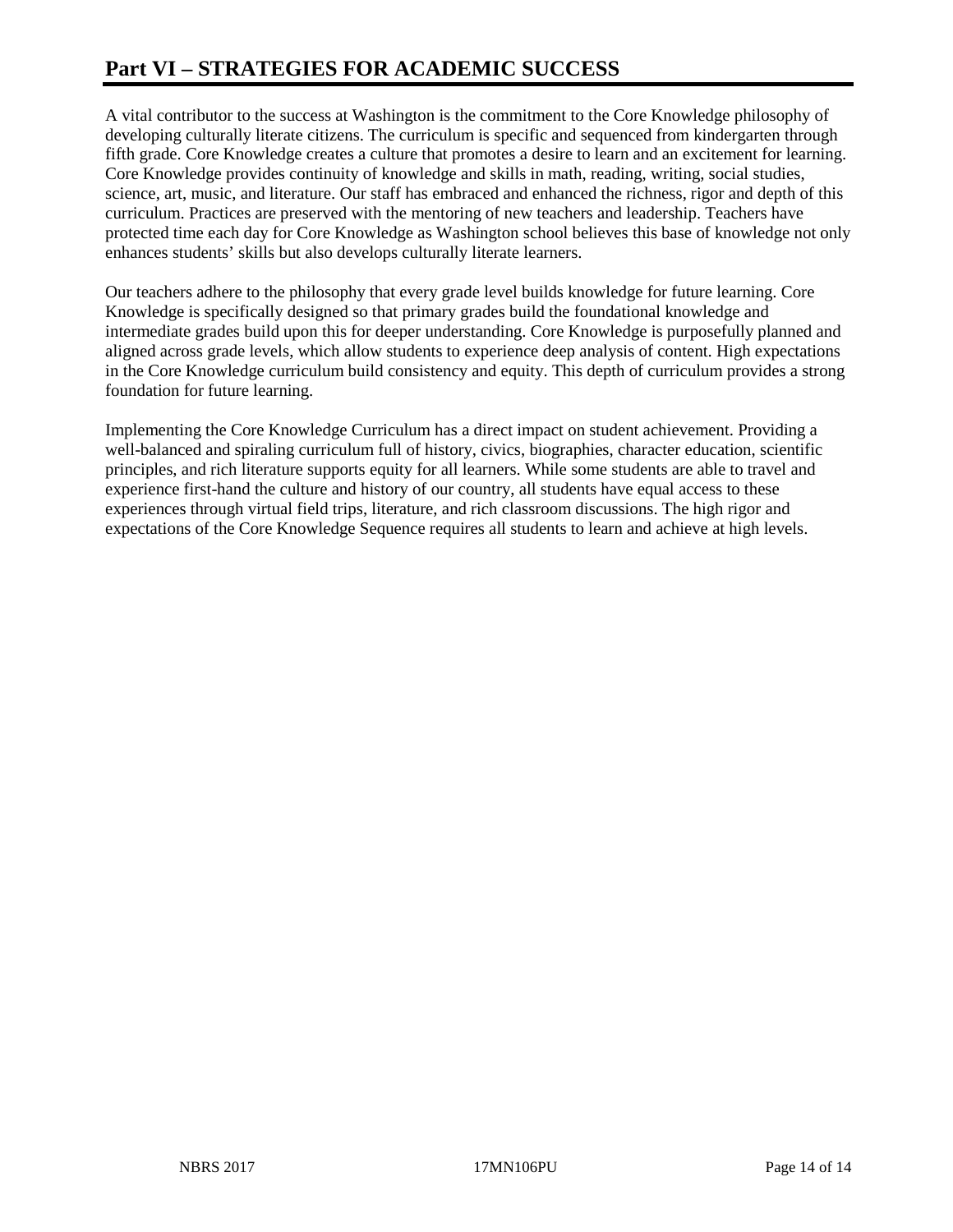# Part VI – STRATEGIES FOR ACADEMIC SUCCESS

A vital contributor to the success at Washington is the commitment to the Core Knowledge philosophy of developing culturally literate citizens. The curriculum is specific and sequenced from kindergarten through fifth grade. Core Knowledge creates a culture that promotes a desire to learn and an excitement for learning. Core Knowledge provides continuity of knowledge and skills in math, reading, writing, social studies, science, art, music, and literature. Our staff has embraced and enhanced the richness, rigor and depth of this curriculum. Practices are preserved with the mentoring of new teachers and leadership. Teachers have protected time each day for Core Knowledge as Washington school believes this base of knowledge not only enhances students' skills but also develops culturally literate learners.

Our teachers adhere to the philosophy that every grade level builds knowledge for future learning. Core Knowledge is specifically designed so that primary grades build the foundational knowledge and intermediate grades build upon this for deeper understanding. Core Knowledge is purposefully planned and aligned across grade levels, which allow students to experience deep analysis of content. High expectations in the Core Knowledge curriculum build consistency and equity. This depth of curriculum provides a strong foundation for future learning.

Implementing the Core Knowledge Curriculum has a direct impact on student achievement. Providing a well-balanced and spiraling curriculum full of history, civics, biographies, character education, scientific principles, and rich literature supports equity for all learners. While some students are able to travel and experience first-hand the culture and history of our country, all students have equal access to these experiences through virtual field trips, literature, and rich classroom discussions. The high rigor and expectations of the Core Knowledge Sequence requires all students to learn and achieve at high levels.